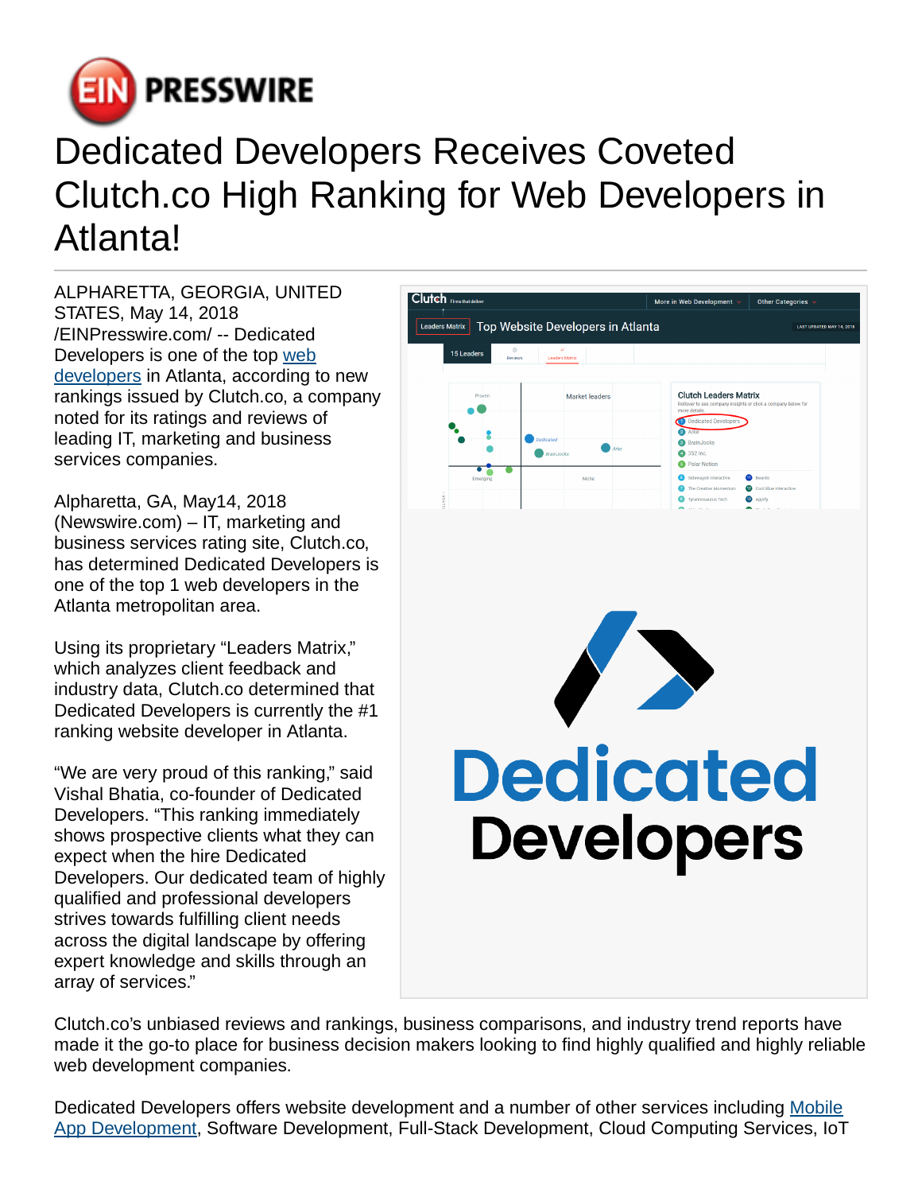# Dedicated Developers Receives Coveted Clutch.co High Ranking for Web Developers in Atlanta!

ALPHARETTA, GEORGIA, UNITED STATES, May 14, 2018 /EINPresswire.com/ -- Dedicated Developers is one of the top [web developers](#) in Atlanta, according to new rankings issued by Clutch.co, a company noted for its ratings and reviews of leading IT, marketing and business services companies.

Alpharetta, GA, May14, 2018 (Newswire.com) – IT, marketing and business services rating site, Clutch.co, has determined Dedicated Developers is one of the top 1 web developers in the Atlanta metropolitan area.

Using its proprietary "Leaders Matrix," which analyzes client feedback and industry data, Clutch.co determined that Dedicated Developers is currently the #1 ranking website developer in Atlanta.

"We are very proud of this ranking," said Vishal Bhatia, co-founder of Dedicated Developers. "This ranking immediately shows prospective clients what they can expect when the hire Dedicated Developers. Our dedicated team of highly qualified and professional developers strives towards fulfilling client needs across the digital landscape by offering expert knowledge and skills through an array of services."

Clutch.co's unbiased reviews and rankings, business comparisons, and industry trend reports have made it the go-to place for business decision makers looking to find highly qualified and highly reliable web development companies.

Dedicated Developers offers website development and a number of other services including [Mobile App Development](#), Software Development, Full-Stack Development, Cloud Computing Services, IoT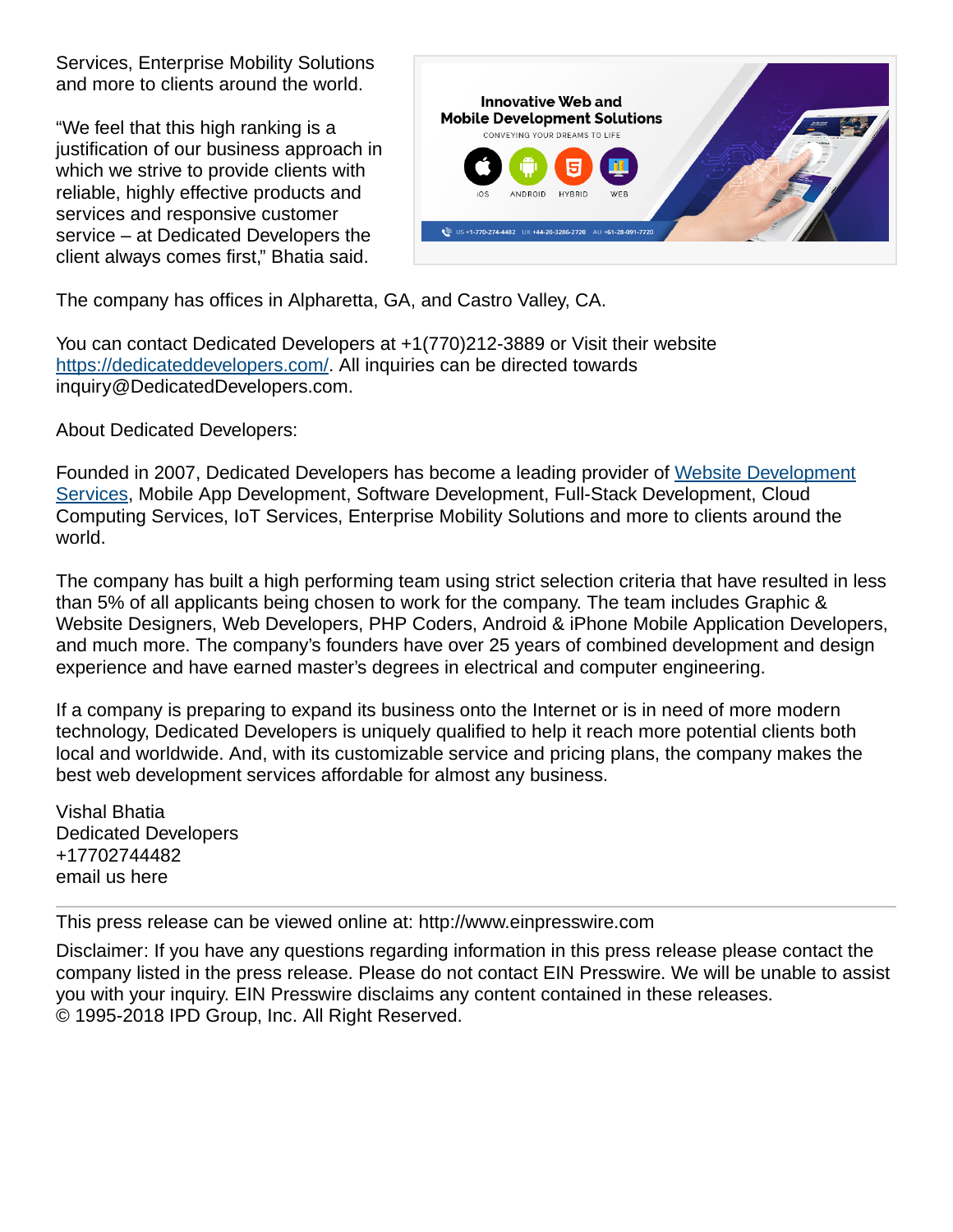Services, Enterprise Mobility Solutions and more to clients around the world.

"We feel that this high ranking is a justification of our business approach in which we strive to provide clients with reliable, highly effective products and services and responsive customer service – at Dedicated Developers the client always comes first," Bhatia said.

The company has offices in Alpharetta, GA, and Castro Valley, CA.

You can contact Dedicated Developers at +1(770)212-3889 or Visit their website [https://dedicateddevelopers.com/](https://dedicateddevelopers.com/). All inquiries can be directed towards inquiry@DedicatedDevelopers.com.

About Dedicated Developers:

Founded in 2007, Dedicated Developers has become a leading provider of Website Development Services, Mobile App Development, Software Development, Full-Stack Development, Cloud Computing Services, IoT Services, Enterprise Mobility Solutions and more to clients around the world.

The company has built a high performing team using strict selection criteria that have resulted in less than 5% of all applicants being chosen to work for the company. The team includes Graphic & Website Designers, Web Developers, PHP Coders, Android & iPhone Mobile Application Developers, and much more. The company's founders have over 25 years of combined development and design experience and have earned master's degrees in electrical and computer engineering.

If a company is preparing to expand its business onto the Internet or is in need of more modern technology, Dedicated Developers is uniquely qualified to help it reach more potential clients both local and worldwide. And, with its customizable service and pricing plans, the company makes the best web development services affordable for almost any business.

Vishal Bhatia
Dedicated Developers
+17702744482
email us here

---

This press release can be viewed online at: http://www.einpresswire.com

Disclaimer: If you have any questions regarding information in this press release please contact the company listed in the press release. Please do not contact EIN Presswire. We will be unable to assist you with your inquiry. EIN Presswire disclaims any content contained in these releases.
© 1995-2018 IPD Group, Inc. All Right Reserved.